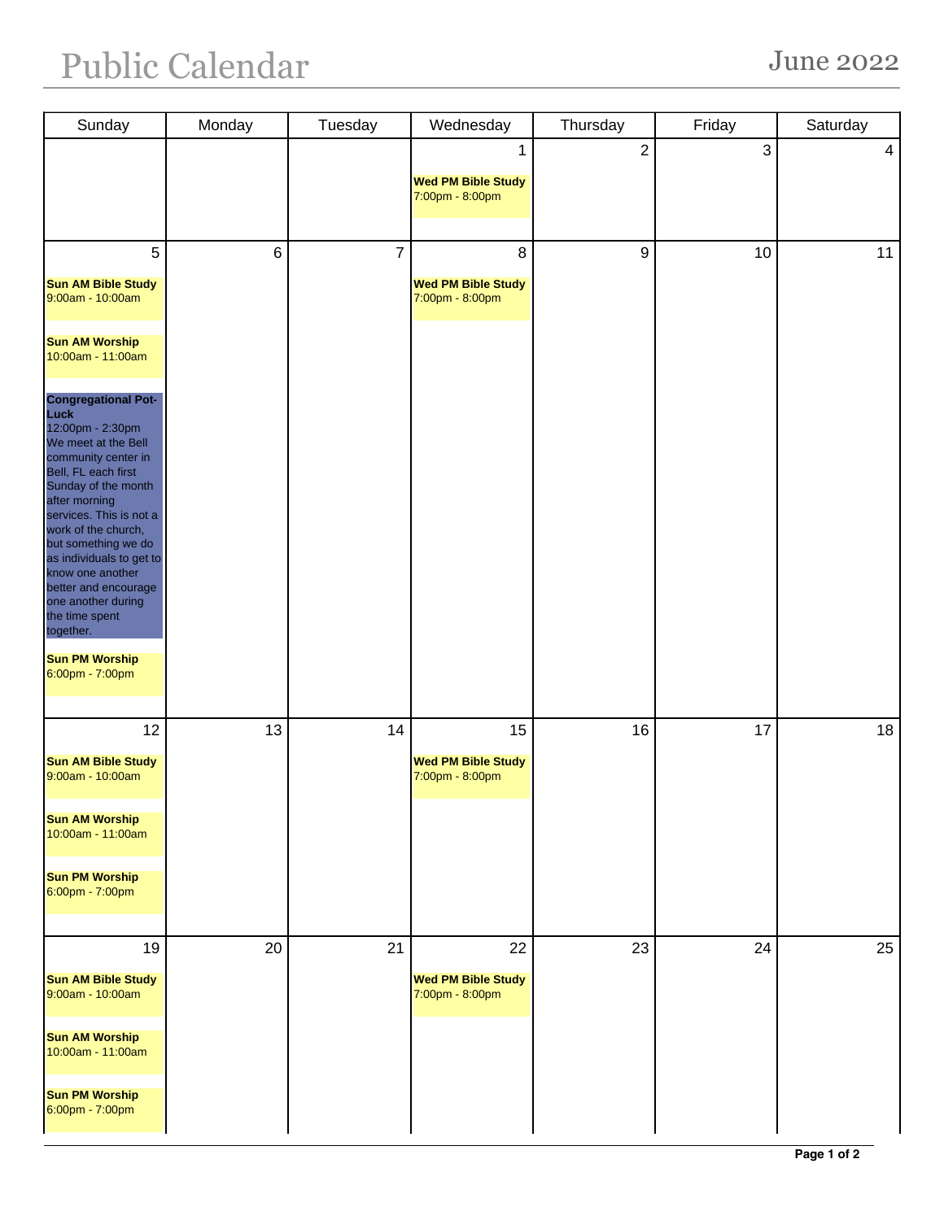# Public Calendar

June 2022

| Sunday | Monday | Tuesday | Wednesday | Thursday | Friday | Saturday |
| --- | --- | --- | --- | --- | --- | --- |
| | | | 1<br>**Wed PM Bible Study**<br>7:00pm - 8:00pm | 2 | 3 | 4 |
| 5<br>**Sun AM Bible Study**<br>9:00am - 10:00am<br>**Sun AM Worship**<br>10:00am - 11:00am<br>**Congregational Pot-Luck**<br>12:00pm - 2:30pm<br>We meet at the Bell community center in Bell, FL each first Sunday of the month after morning services. This is not a work of the church, but something we do as individuals to get to know one another better and encourage one another during the time spent together.<br>**Sun PM Worship**<br>6:00pm - 7:00pm | 6 | 7 | 8<br>**Wed PM Bible Study**<br>7:00pm - 8:00pm | 9 | 10 | 11 |
| 12<br>**Sun AM Bible Study**<br>9:00am - 10:00am<br>**Sun AM Worship**<br>10:00am - 11:00am<br>**Sun PM Worship**<br>6:00pm - 7:00pm | 13 | 14 | 15<br>**Wed PM Bible Study**<br>7:00pm - 8:00pm | 16 | 17 | 18 |
| 19<br>**Sun AM Bible Study**<br>9:00am - 10:00am<br>**Sun AM Worship**<br>10:00am - 11:00am<br>**Sun PM Worship**<br>6:00pm - 7:00pm | 20 | 21 | 22<br>**Wed PM Bible Study**<br>7:00pm - 8:00pm | 23 | 24 | 25 |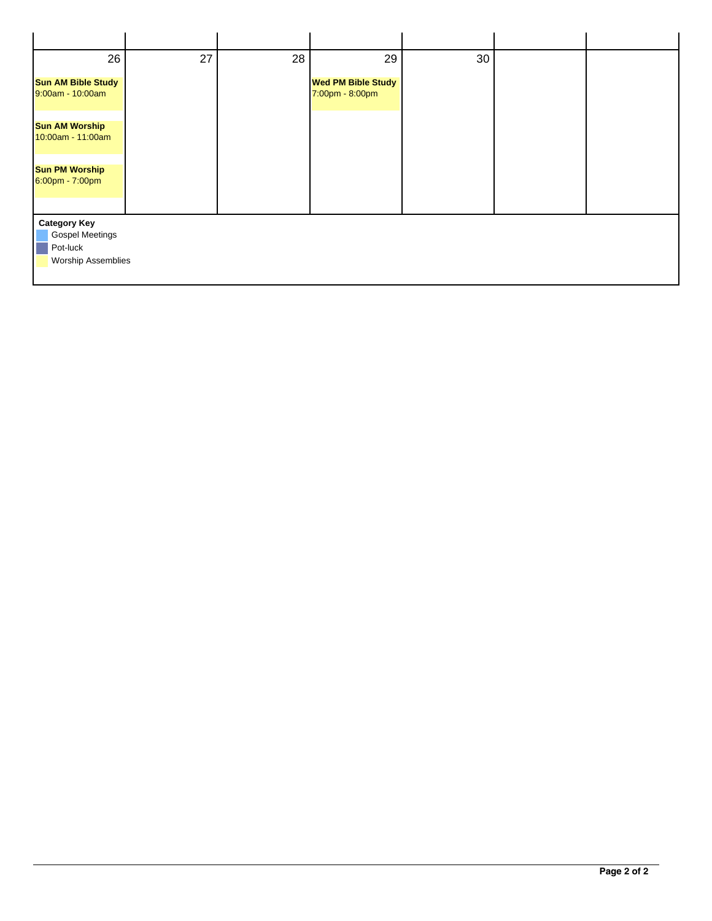| | | | | | | |
|---|---|---|---|---|---|---|
| 26<br><br>**Sun AM Bible Study**<br>9:00am - 10:00am<br><br>**Sun AM Worship**<br>10:00am - 11:00am<br><br>**Sun PM Worship**<br>6:00pm - 7:00pm | 27 | 28 | 29<br><br>**Wed PM Bible Study**<br>7:00pm - 8:00pm | 30 | | |

**Category Key**

- Gospel Meetings
- Pot-luck
- Worship Assemblies